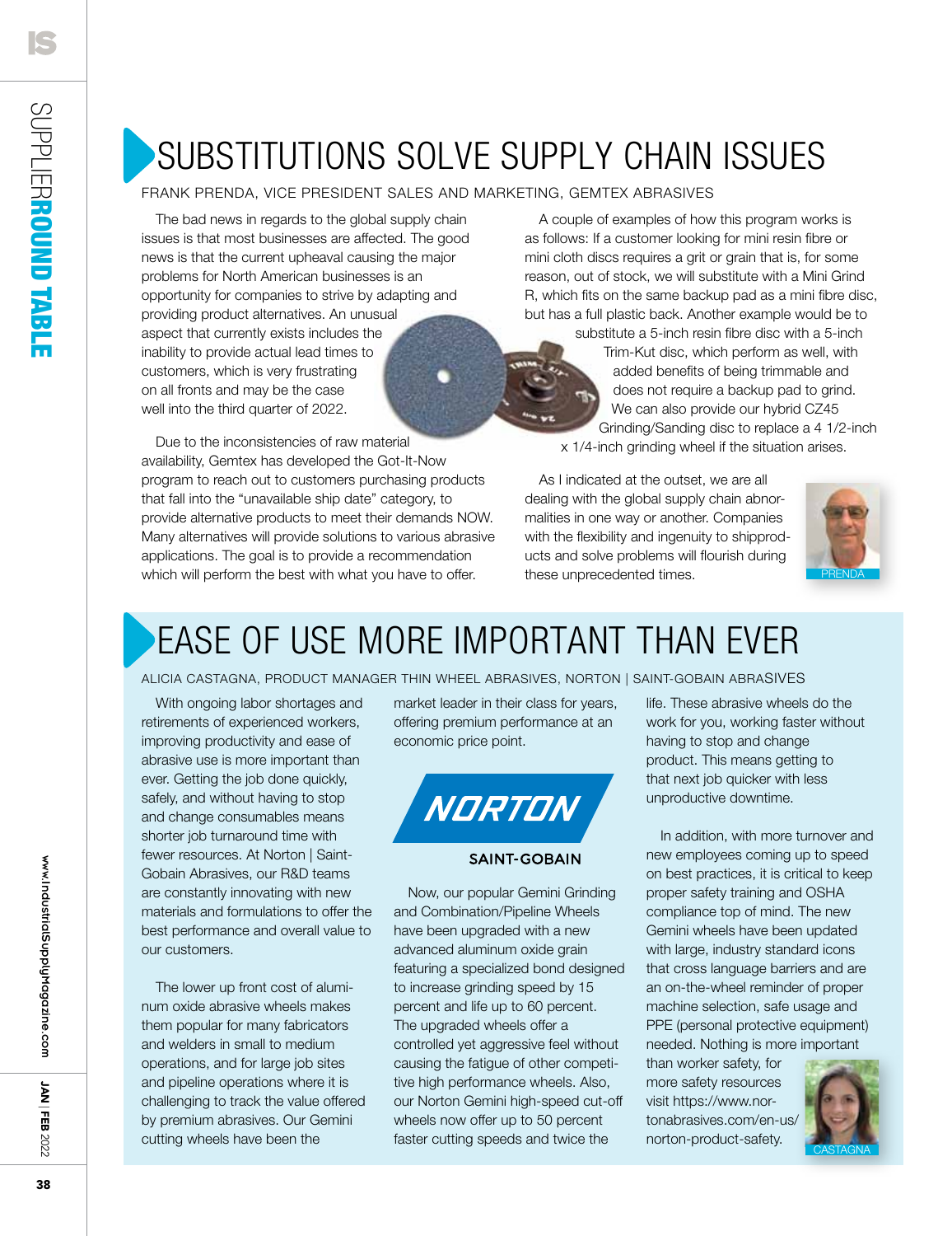# SUBSTITUTIONS SOLVE SUPPLY CHAIN ISSUES

FRANK PRENDA, VICE PRESIDENT SALES AND MARKETING, GEMTEX ABRASIVES

The bad news in regards to the global supply chain issues is that most businesses are affected. The good news is that the current upheaval causing the major problems for North American businesses is an opportunity for companies to strive by adapting and providing product alternatives. An unusual aspect that currently exists includes the inability to provide actual lead times to customers, which is very frustrating on all fronts and may be the case well into the third quarter of 2022.

Due to the inconsistencies of raw material availability, Gemtex has developed the Got-It-Now program to reach out to customers purchasing products that fall into the "unavailable ship date" category, to provide alternative products to meet their demands NOW. Many alternatives will provide solutions to various abrasive applications. The goal is to provide a recommendation which will perform the best with what you have to offer.

A couple of examples of how this program works is as follows: If a customer looking for mini resin fibre or mini cloth discs requires a grit or grain that is, for some reason, out of stock, we will substitute with a Mini Grind R, which fits on the same backup pad as a mini fibre disc, but has a full plastic back. Another example would be to substitute a 5-inch resin fibre disc with a 5-inch Trim-Kut disc, which perform as well, with added benefits of being trimmable and does not require a backup pad to grind. We can also provide our hybrid CZ45 Grinding/Sanding disc to replace a 4 1/2-inch x 1/4-inch grinding wheel if the situation arises.

As I indicated at the outset, we are all dealing with the global supply chain abnormalities in one way or another. Companies with the flexibility and ingenuity to shipproducts and solve problems will flourish during these unprecedented times.

PRENDA

# EASE OF USE MORE IMPORTANT THAN EVER

ALICIA CASTAGNA, PRODUCT MANAGER THIN WHEEL ABRASIVES, NORTON | SAINT-GOBAIN ABRASIVES

With ongoing labor shortages and retirements of experienced workers, improving productivity and ease of abrasive use is more important than ever. Getting the job done quickly, safely, and without having to stop and change consumables means shorter job turnaround time with fewer resources. At Norton | Saint-Gobain Abrasives, our R&D teams are constantly innovating with new materials and formulations to offer the best performance and overall value to our customers.

The lower up front cost of aluminum oxide abrasive wheels makes them popular for many fabricators and welders in small to medium operations, and for large job sites and pipeline operations where it is challenging to track the value offered by premium abrasives. Our Gemini cutting wheels have been the market leader in their class for years, offering premium performance at an economic price point.

NORTON
SAINT-GOBAIN

Now, our popular Gemini Grinding and Combination/Pipeline Wheels have been upgraded with a new advanced aluminum oxide grain featuring a specialized bond designed to increase grinding speed by 15 percent and life up to 60 percent. The upgraded wheels offer a controlled yet aggressive feel without causing the fatigue of other competitive high performance wheels. Also, our Norton Gemini high-speed cut-off wheels now offer up to 50 percent faster cutting speeds and twice the life. These abrasive wheels do the work for you, working faster without having to stop and change product. This means getting to that next job quicker with less unproductive downtime.

In addition, with more turnover and new employees coming up to speed on best practices, it is critical to keep proper safety training and OSHA compliance top of mind. The new Gemini wheels have been updated with large, industry standard icons that cross language barriers and are an on-the-wheel reminder of proper machine selection, safe usage and PPE (personal protective equipment) needed. Nothing is more important than worker safety, for more safety resources visit https://www.nortonabrasives.com/en-us/norton-product-safety.

CASTAGNA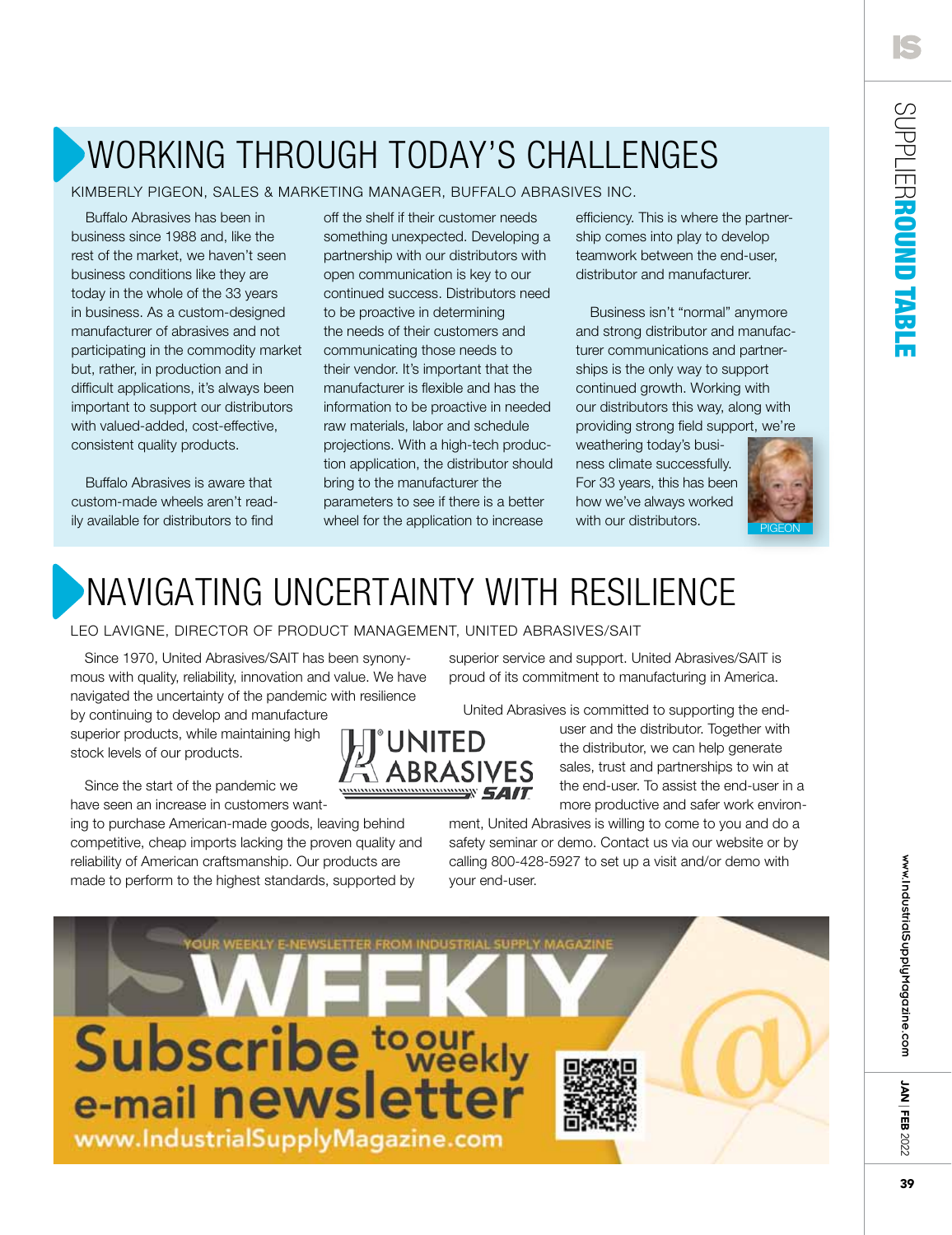# WORKING THROUGH TODAY'S CHALLENGES

KIMBERLY PIGEON, SALES & MARKETING MANAGER, BUFFALO ABRASIVES INC.

Buffalo Abrasives has been in business since 1988 and, like the rest of the market, we haven't seen business conditions like they are today in the whole of the 33 years in business. As a custom-designed manufacturer of abrasives and not participating in the commodity market but, rather, in production and in difficult applications, it's always been important to support our distributors with valued-added, cost-effective, consistent quality products.

Buffalo Abrasives is aware that custom-made wheels aren't readily available for distributors to find off the shelf if their customer needs something unexpected. Developing a partnership with our distributors with open communication is key to our continued success. Distributors need to be proactive in determining the needs of their customers and communicating those needs to their vendor. It's important that the manufacturer is flexible and has the information to be proactive in needed raw materials, labor and schedule projections. With a high-tech production application, the distributor should bring to the manufacturer the parameters to see if there is a better wheel for the application to increase efficiency. This is where the partnership comes into play to develop teamwork between the end-user, distributor and manufacturer.

Business isn't "normal" anymore and strong distributor and manufacturer communications and partnerships is the only way to support continued growth. Working with our distributors this way, along with providing strong field support, we're weathering today's business climate successfully. For 33 years, this has been how we've always worked with our distributors.

PIGEON

# NAVIGATING UNCERTAINTY WITH RESILIENCE

LEO LAVIGNE, DIRECTOR OF PRODUCT MANAGEMENT, UNITED ABRASIVES/SAIT

Since 1970, United Abrasives/SAIT has been synonymous with quality, reliability, innovation and value. We have navigated the uncertainty of the pandemic with resilience by continuing to develop and manufacture superior products, while maintaining high stock levels of our products.

Since the start of the pandemic we have seen an increase in customers wanting to purchase American-made goods, leaving behind competitive, cheap imports lacking the proven quality and reliability of American craftsmanship. Our products are made to perform to the highest standards, supported by superior service and support. United Abrasives/SAIT is proud of its commitment to manufacturing in America.

United Abrasives is committed to supporting the end-user and the distributor. Together with the distributor, we can help generate sales, trust and partnerships to win at the end-user. To assist the end-user in a more productive and safer work environment, United Abrasives is willing to come to you and do a safety seminar or demo. Contact us via our website or by calling 800-428-5927 to set up a visit and/or demo with your end-user.

YOUR WEEKLY E-NEWSLETTER FROM INDUSTRIAL SUPPLY MAGAZINE

IS WEEKLY

Subscribe to our weekly e-mail newsletter

www.IndustrialSupplyMagazine.com